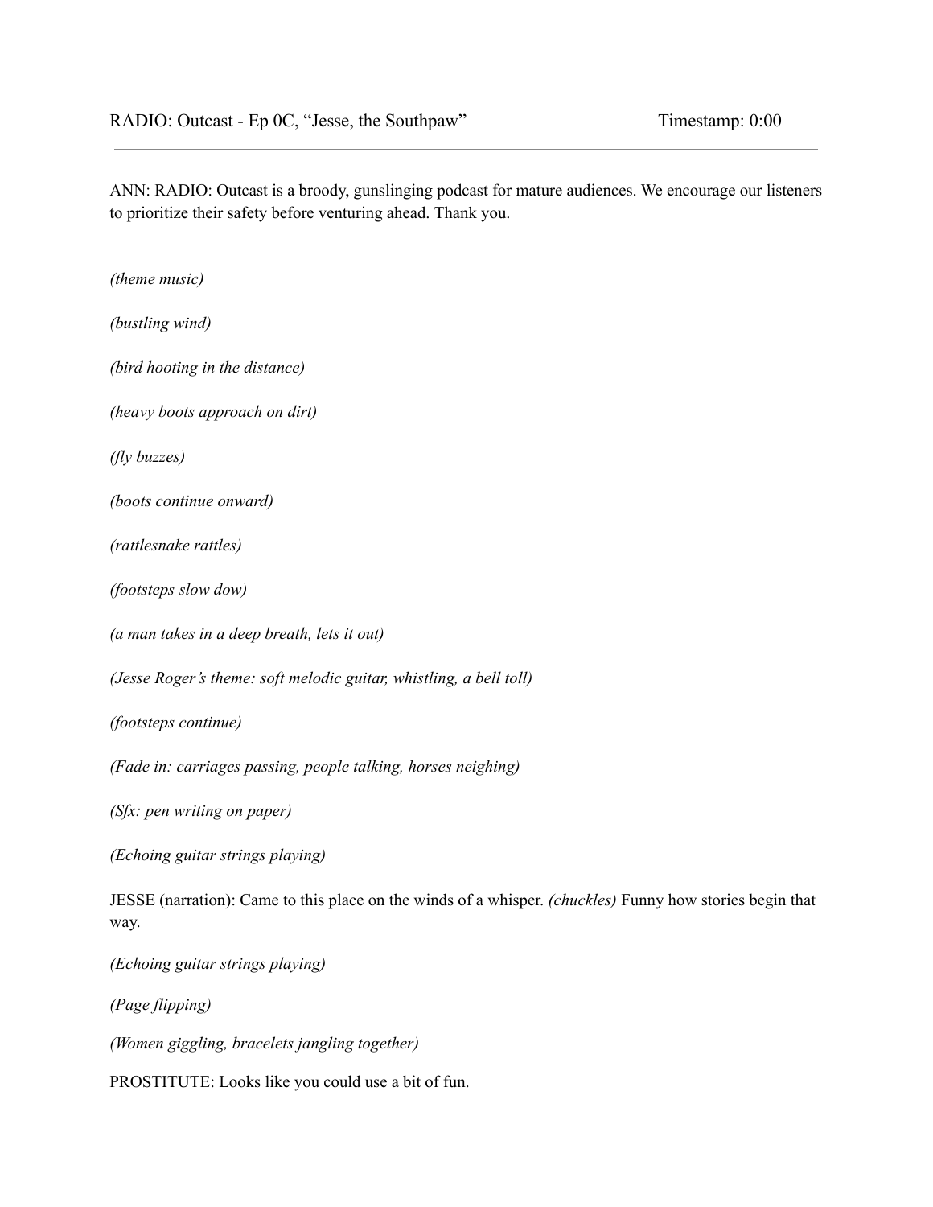RADIO: Outcast - Ep 0C, “Jesse, the Southpaw” Timestamp: 0:00

---

ANN: RADIO: Outcast is a broody, gunslinging podcast for mature audiences. We encourage our listeners to prioritize their safety before venturing ahead. Thank you.

*(theme music)*

*(bustling wind)*

*(bird hooting in the distance)*

*(heavy boots approach on dirt)*

*(fly buzzes)*

*(boots continue onward)*

*(rattlesnake rattles)*

*(footsteps slow dow)*

*(a man takes in a deep breath, lets it out)*

*(Jesse Roger’s theme: soft melodic guitar, whistling, a bell toll)*

*(footsteps continue)*

*(Fade in: carriages passing, people talking, horses neighing)*

*(Sfx: pen writing on paper)*

*(Echoing guitar strings playing)*

JESSE (narration): Came to this place on the winds of a whisper. *(chuckles)* Funny how stories begin that way.

*(Echoing guitar strings playing)*

*(Page flipping)*

*(Women giggling, bracelets jangling together)*

PROSTITUTE: Looks like you could use a bit of fun.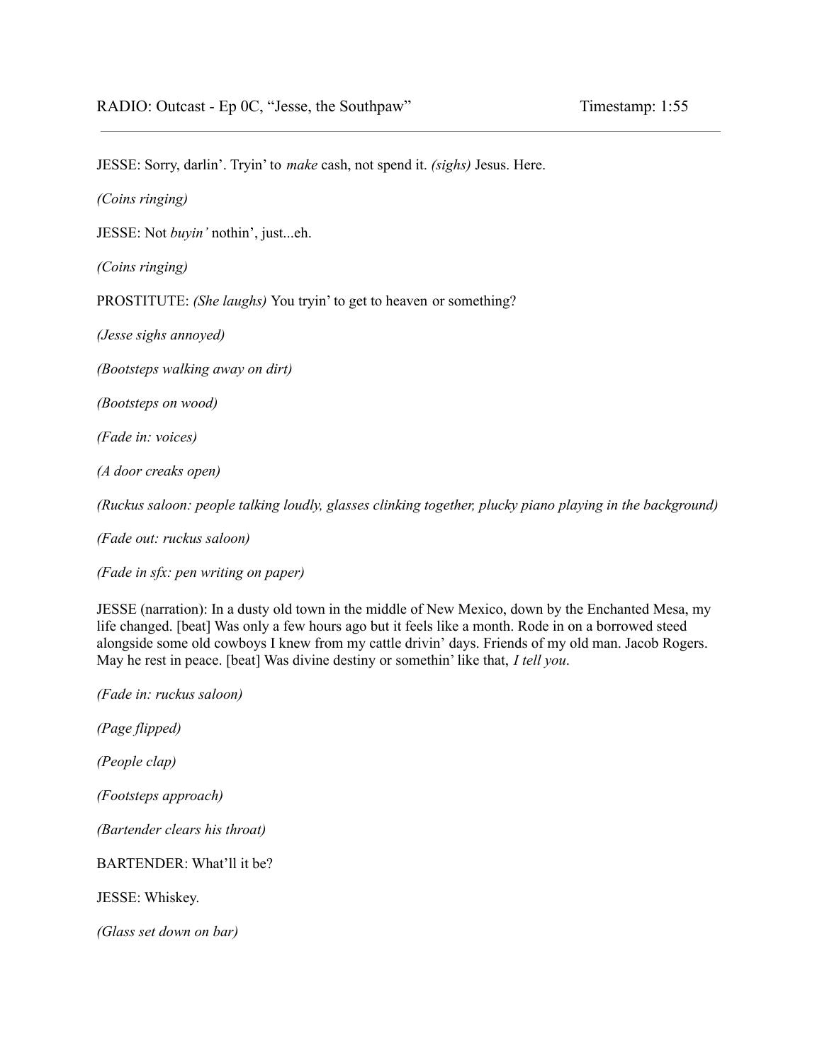JESSE: Sorry, darlin'. Tryin' to *make* cash, not spend it. *(sighs)* Jesus. Here.

*(Coins ringing)*

JESSE: Not *buyin'* nothin', just...eh.

*(Coins ringing)*

PROSTITUTE: *(She laughs)* You tryin' to get to heaven or something?

*(Jesse sighs annoyed)*

*(Bootsteps walking away on dirt)*

*(Bootsteps on wood)*

*(Fade in: voices)*

*(A door creaks open)*

*(Ruckus saloon: people talking loudly, glasses clinking together, plucky piano playing in the background)*

*(Fade out: ruckus saloon)*

*(Fade in sfx: pen writing on paper)*

JESSE (narration): In a dusty old town in the middle of New Mexico, down by the Enchanted Mesa, my life changed. [beat] Was only a few hours ago but it feels like a month. Rode in on a borrowed steed alongside some old cowboys I knew from my cattle drivin' days. Friends of my old man. Jacob Rogers. May he rest in peace. [beat] Was divine destiny or somethin' like that, *I tell you*.

*(Fade in: ruckus saloon)*

*(Page flipped)*

*(People clap)*

*(Footsteps approach)*

*(Bartender clears his throat)*

BARTENDER: What'll it be?

JESSE: Whiskey.

*(Glass set down on bar)*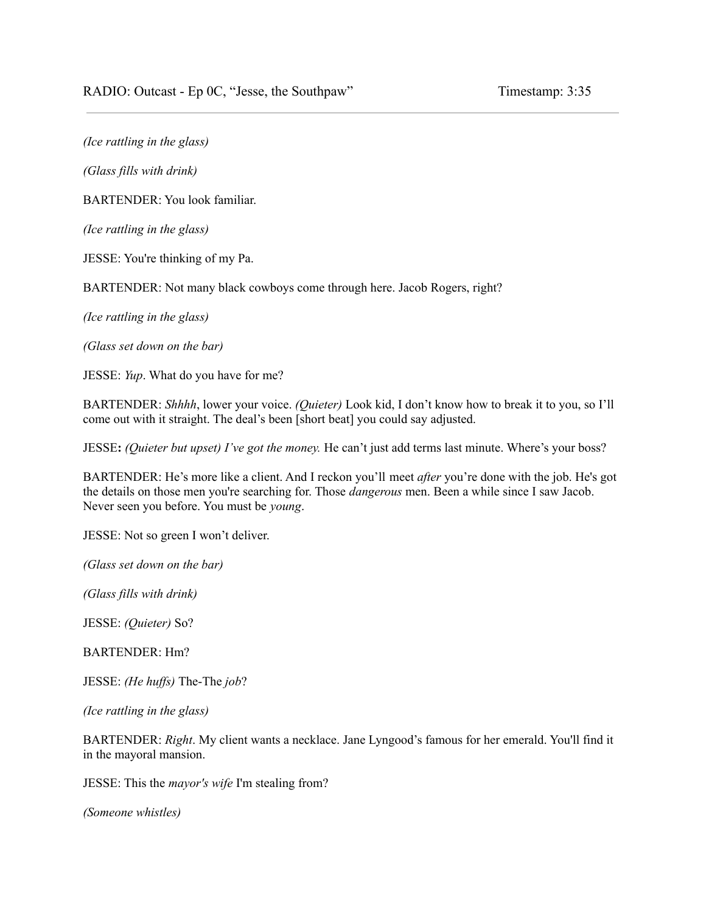RADIO: Outcast - Ep 0C, "Jesse, the Southpaw" Timestamp: 3:35

*(Ice rattling in the glass)*

*(Glass fills with drink)*

BARTENDER: You look familiar.

*(Ice rattling in the glass)*

JESSE: You're thinking of my Pa.

BARTENDER: Not many black cowboys come through here. Jacob Rogers, right?

*(Ice rattling in the glass)*

*(Glass set down on the bar)*

JESSE: *Yup*. What do you have for me?

BARTENDER: *Shhhh*, lower your voice. *(Quieter)* Look kid, I don't know how to break it to you, so I'll come out with it straight. The deal's been [short beat] you could say adjusted.

JESSE**:** *(Quieter but upset) I've got the money.* He can't just add terms last minute. Where's your boss?

BARTENDER: He's more like a client. And I reckon you'll meet *after* you're done with the job. He's got the details on those men you're searching for. Those *dangerous* men. Been a while since I saw Jacob. Never seen you before. You must be *young*.

JESSE: Not so green I won't deliver.

*(Glass set down on the bar)*

*(Glass fills with drink)*

JESSE: *(Quieter)* So?

BARTENDER: Hm?

JESSE: *(He huffs)* The-The *job*?

*(Ice rattling in the glass)*

BARTENDER: *Right*. My client wants a necklace. Jane Lyngood's famous for her emerald. You'll find it in the mayoral mansion.

JESSE: This the *mayor's wife* I'm stealing from?

*(Someone whistles)*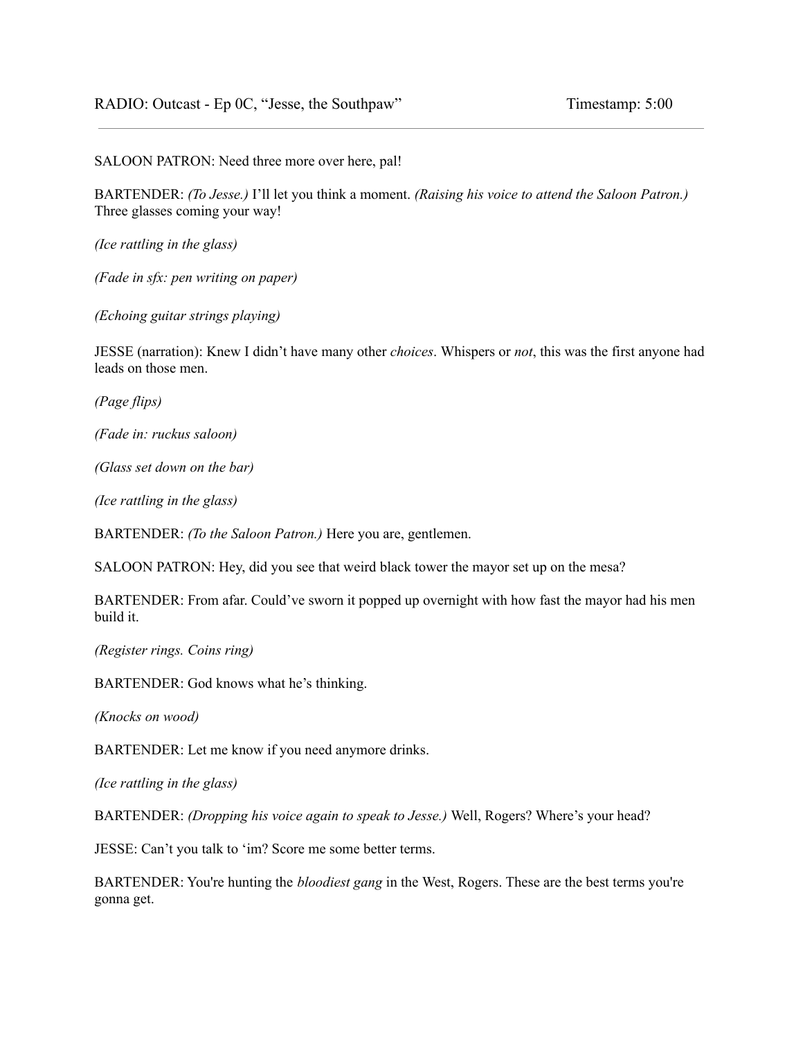SALOON PATRON: Need three more over here, pal!

BARTENDER: *(To Jesse.)* I'll let you think a moment. *(Raising his voice to attend the Saloon Patron.)* Three glasses coming your way!

*(Ice rattling in the glass)*

*(Fade in sfx: pen writing on paper)*

*(Echoing guitar strings playing)*

JESSE (narration): Knew I didn't have many other *choices*. Whispers or *not*, this was the first anyone had leads on those men.

*(Page flips)*

*(Fade in: ruckus saloon)*

*(Glass set down on the bar)*

*(Ice rattling in the glass)*

BARTENDER: *(To the Saloon Patron.)* Here you are, gentlemen.

SALOON PATRON: Hey, did you see that weird black tower the mayor set up on the mesa?

BARTENDER: From afar. Could've sworn it popped up overnight with how fast the mayor had his men build it.

*(Register rings. Coins ring)*

BARTENDER: God knows what he's thinking.

*(Knocks on wood)*

BARTENDER: Let me know if you need anymore drinks.

*(Ice rattling in the glass)*

BARTENDER: *(Dropping his voice again to speak to Jesse.)* Well, Rogers? Where's your head?

JESSE: Can't you talk to 'im? Score me some better terms.

BARTENDER: You're hunting the *bloodiest gang* in the West, Rogers. These are the best terms you're gonna get.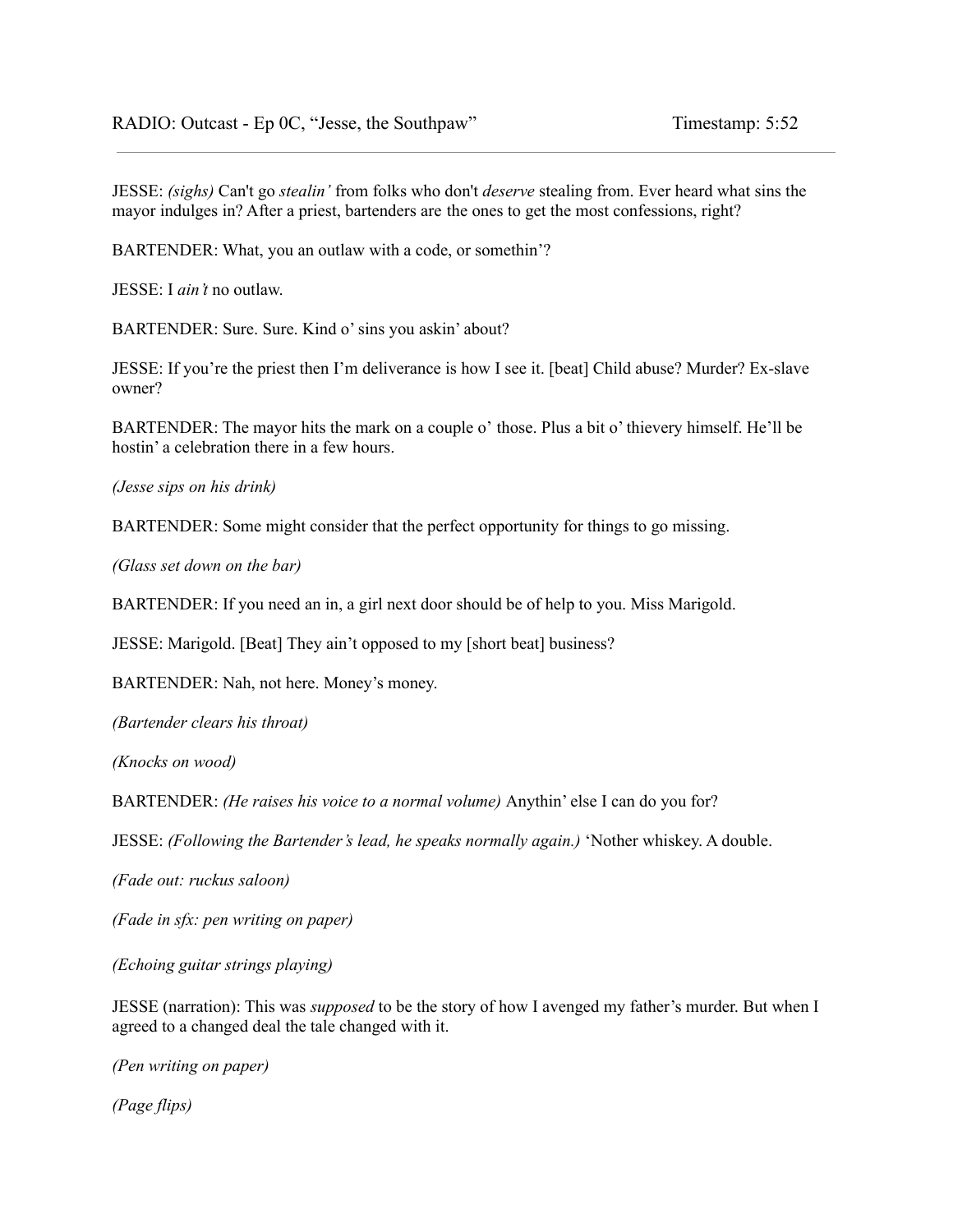JESSE: *(sighs)* Can't go *stealin'* from folks who don't *deserve* stealing from. Ever heard what sins the mayor indulges in? After a priest, bartenders are the ones to get the most confessions, right?

BARTENDER: What, you an outlaw with a code, or somethin'?

JESSE: I *ain't* no outlaw.

BARTENDER: Sure. Sure. Kind o' sins you askin' about?

JESSE: If you're the priest then I'm deliverance is how I see it. [beat] Child abuse? Murder? Ex-slave owner?

BARTENDER: The mayor hits the mark on a couple o' those. Plus a bit o' thievery himself. He'll be hostin' a celebration there in a few hours.

*(Jesse sips on his drink)*

BARTENDER: Some might consider that the perfect opportunity for things to go missing.

*(Glass set down on the bar)*

BARTENDER: If you need an in, a girl next door should be of help to you. Miss Marigold.

JESSE: Marigold. [Beat] They ain't opposed to my [short beat] business?

BARTENDER: Nah, not here. Money's money.

*(Bartender clears his throat)*

*(Knocks on wood)*

BARTENDER: *(He raises his voice to a normal volume)* Anythin' else I can do you for?

JESSE: *(Following the Bartender's lead, he speaks normally again.)* 'Nother whiskey. A double.

*(Fade out: ruckus saloon)*

*(Fade in sfx: pen writing on paper)*

*(Echoing guitar strings playing)*

JESSE (narration): This was *supposed* to be the story of how I avenged my father's murder. But when I agreed to a changed deal the tale changed with it.

*(Pen writing on paper)*

*(Page flips)*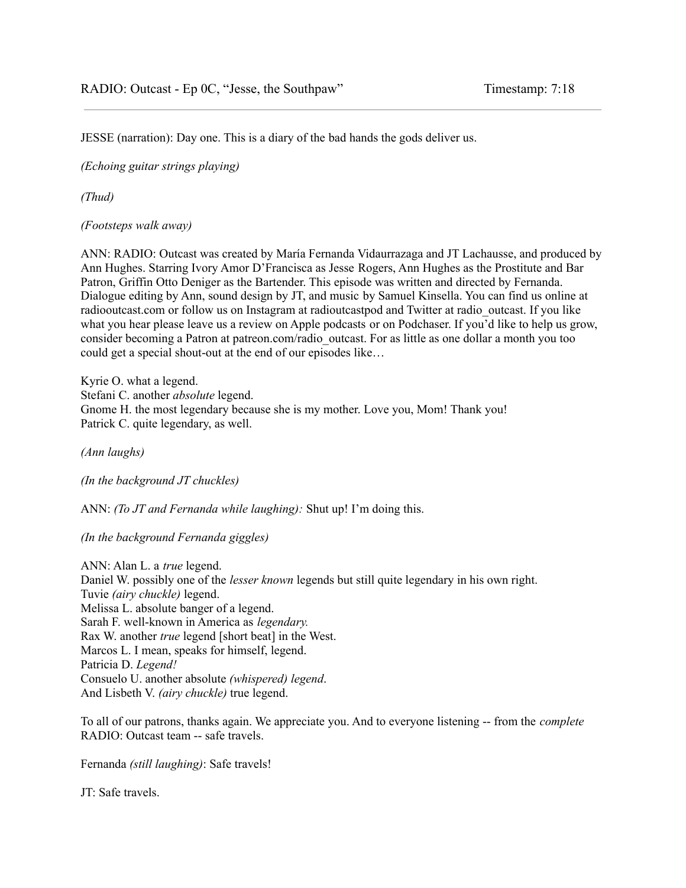RADIO: Outcast - Ep 0C, "Jesse, the Southpaw" Timestamp: 7:18

---

JESSE (narration): Day one. This is a diary of the bad hands the gods deliver us.

*(Echoing guitar strings playing)*

*(Thud)*

*(Footsteps walk away)*

ANN: RADIO: Outcast was created by María Fernanda Vidaurrazaga and JT Lachausse, and produced by Ann Hughes. Starring Ivory Amor D'Francisca as Jesse Rogers, Ann Hughes as the Prostitute and Bar Patron, Griffin Otto Deniger as the Bartender. This episode was written and directed by Fernanda. Dialogue editing by Ann, sound design by JT, and music by Samuel Kinsella. You can find us online at radiooutcast.com or follow us on Instagram at radioutcastpod and Twitter at radio_outcast. If you like what you hear please leave us a review on Apple podcasts or on Podchaser. If you'd like to help us grow, consider becoming a Patron at patreon.com/radio_outcast. For as little as one dollar a month you too could get a special shout-out at the end of our episodes like…

Kyrie O. what a legend.
Stefani C. another *absolute* legend.
Gnome H. the most legendary because she is my mother. Love you, Mom! Thank you!
Patrick C. quite legendary, as well.

*(Ann laughs)*

*(In the background JT chuckles)*

ANN: *(To JT and Fernanda while laughing):* Shut up! I'm doing this.

*(In the background Fernanda giggles)*

ANN: Alan L. a *true* legend.
Daniel W. possibly one of the *lesser known* legends but still quite legendary in his own right.
Tuvie *(airy chuckle)* legend.
Melissa L. absolute banger of a legend.
Sarah F. well-known in America as *legendary.*
Rax W. another *true* legend [short beat] in the West.
Marcos L. I mean, speaks for himself, legend.
Patricia D. *Legend!*
Consuelo U. another absolute *(whispered) legend*.
And Lisbeth V. *(airy chuckle)* true legend.

To all of our patrons, thanks again. We appreciate you. And to everyone listening -- from the *complete* RADIO: Outcast team -- safe travels.

Fernanda *(still laughing)*: Safe travels!

JT: Safe travels.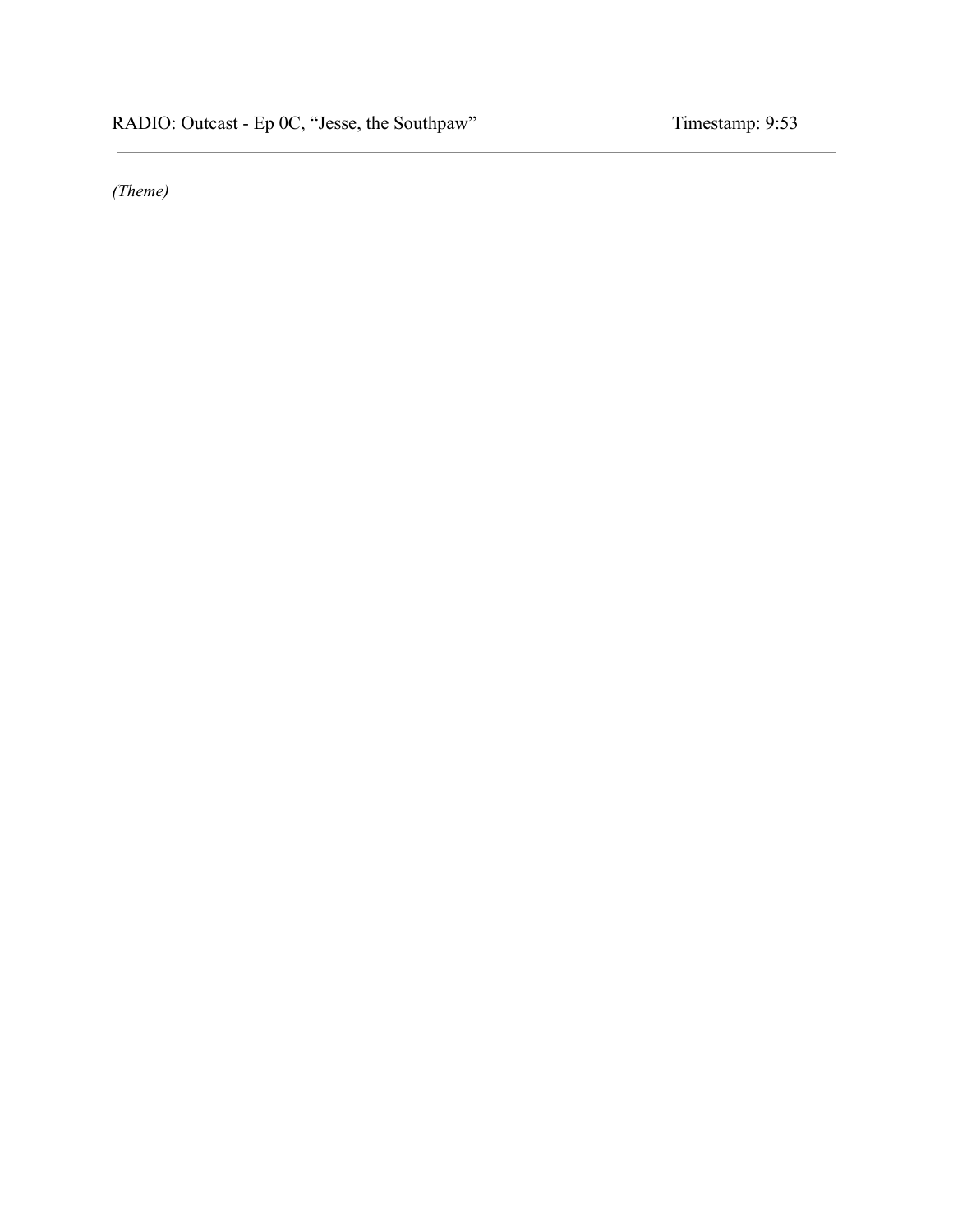RADIO: Outcast - Ep 0C, "Jesse, the Southpaw" Timestamp: 9:53

---

*(Theme)*